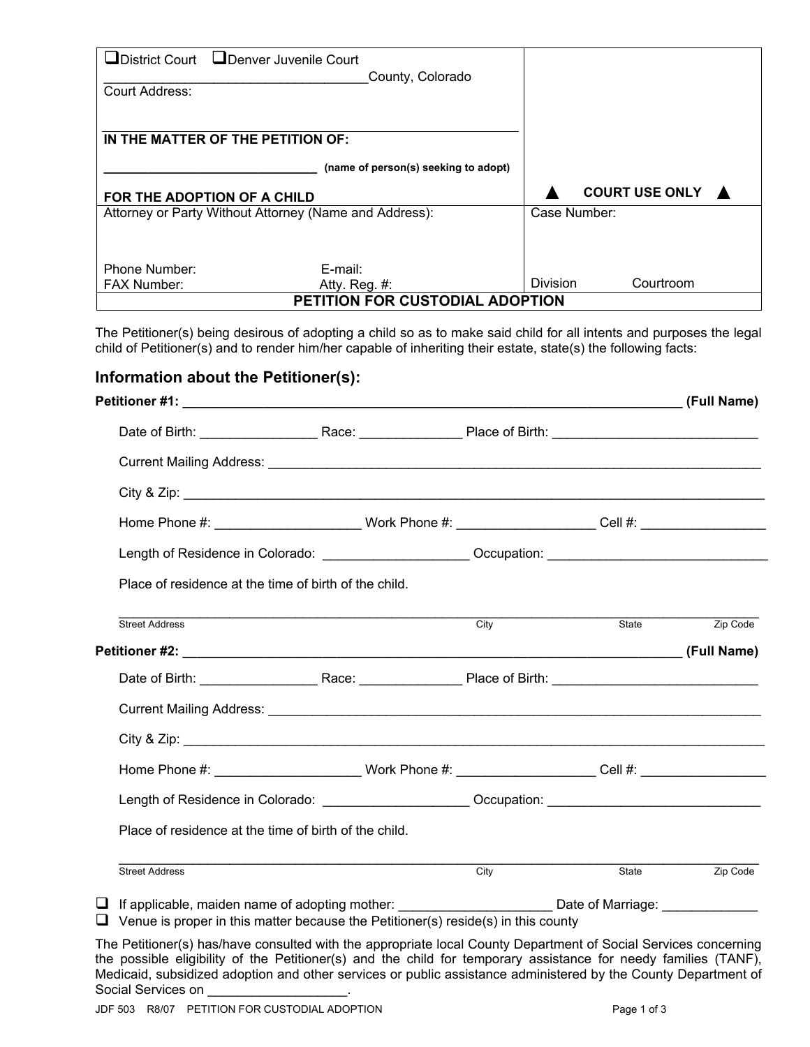| ❑District Court ❑Denver Juvenile Court<br>___________________________________County, Colorado<br>Court Address:<br><br>**IN THE MATTER OF THE PETITION OF:**<br><br>______________________________ (name of person(s) seeking to adopt)<br><br>**FOR THE ADOPTION OF A CHILD** | <br><br><br><br><br><br><br>▲ **COURT USE ONLY** ▲ |
| --- | --- |
| Attorney or Party Without Attorney (Name and Address):<br><br><br>Phone Number: E-mail:<br>FAX Number: Atty. Reg. #: | Case Number:<br><br><br><br>Division Courtroom |

## PETITION FOR CUSTODIAL ADOPTION

The Petitioner(s) being desirous of adopting a child so as to make said child for all intents and purposes the legal child of Petitioner(s) and to render him/her capable of inheriting their estate, state(s) the following facts:

## Information about the Petitioner(s):

**Petitioner #1: _____________________________________________________________________ (Full Name)**

Date of Birth: _______________ Race: _____________ Place of Birth: ___________________________

Current Mailing Address: _________________________________________________________________

City & Zip: _____________________________________________________________________________

Home Phone #: ___________________ Work Phone #: __________________ Cell #: ________________

Length of Residence in Colorado: ___________________ Occupation: _____________________________

Place of residence at the time of birth of the child.

_____________________________________________________________________________________
Street Address City State Zip Code

**Petitioner #2: _____________________________________________________________________ (Full Name)**

Date of Birth: _______________ Race: _____________ Place of Birth: ___________________________

Current Mailing Address: _________________________________________________________________

City & Zip: _____________________________________________________________________________

Home Phone #: ___________________ Work Phone #: __________________ Cell #: ________________

Length of Residence in Colorado: ___________________ Occupation: _____________________________

Place of residence at the time of birth of the child.

_____________________________________________________________________________________
Street Address City State Zip Code

❑ If applicable, maiden name of adopting mother: ____________________ Date of Marriage: ____________
❑ Venue is proper in this matter because the Petitioner(s) reside(s) in this county

The Petitioner(s) has/have consulted with the appropriate local County Department of Social Services concerning the possible eligibility of the Petitioner(s) and the child for temporary assistance for needy families (TANF), Medicaid, subsidized adoption and other services or public assistance administered by the County Department of Social Services on __________________.

JDF 503 R8/07 PETITION FOR CUSTODIAL ADOPTION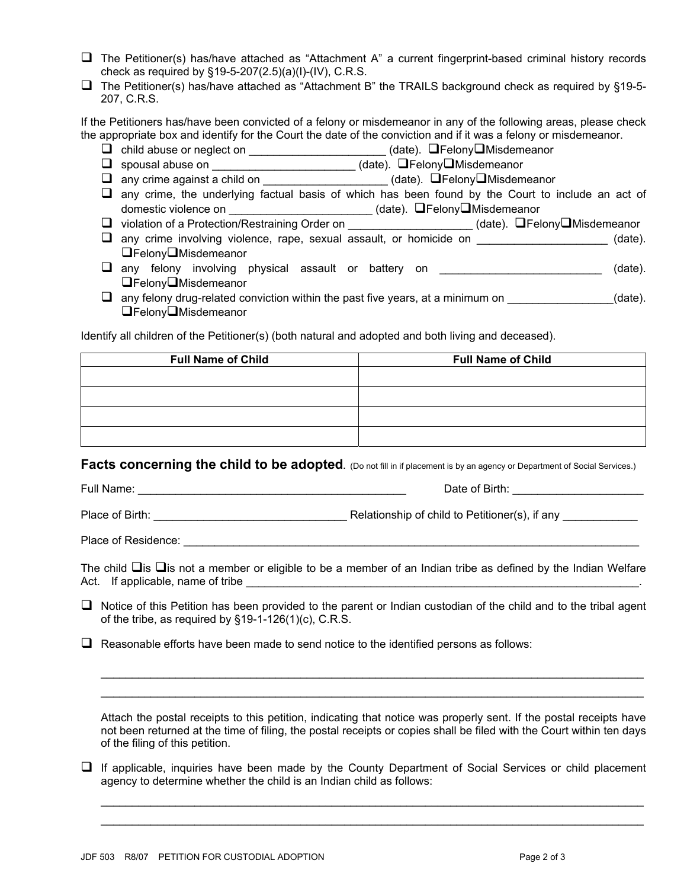- ☐ The Petitioner(s) has/have attached as "Attachment A" a current fingerprint-based criminal history records check as required by §19-5-207(2.5)(a)(I)-(IV), C.R.S.
- ☐ The Petitioner(s) has/have attached as "Attachment B" the TRAILS background check as required by §19-5-207, C.R.S.

If the Petitioners has/have been convicted of a felony or misdemeanor in any of the following areas, please check the appropriate box and identify for the Court the date of the conviction and if it was a felony or misdemeanor.

- ☐ child abuse or neglect on ______________________ (date). ☐Felony☐Misdemeanor
- ☐ spousal abuse on _______________________ (date). ☐Felony☐Misdemeanor
- ☐ any crime against a child on ____________________ (date). ☐Felony☐Misdemeanor
- ☐ any crime, the underlying factual basis of which has been found by the Court to include an act of domestic violence on _______________________ (date). ☐Felony☐Misdemeanor
- ☐ violation of a Protection/Restraining Order on ____________________ (date). ☐Felony☐Misdemeanor
- ☐ any crime involving violence, rape, sexual assault, or homicide on _____________________ (date). ☐Felony☐Misdemeanor
- ☐ any felony involving physical assault or battery on __________________________ (date). ☐Felony☐Misdemeanor
- ☐ any felony drug-related conviction within the past five years, at a minimum on _________________(date). ☐Felony☐Misdemeanor

Identify all children of the Petitioner(s) (both natural and adopted and both living and deceased).

| Full Name of Child | Full Name of Child |
|---|---|
| | |
| | |
| | |
| | |

## Facts concerning the child to be adopted. (Do not fill in if placement is by an agency or Department of Social Services.)

Full Name: ____________________________________________ Date of Birth: _____________________

Place of Birth: _______________________________ Relationship of child to Petitioner(s), if any ____________

Place of Residence: ____________________________________________________________________________

The child ☐is ☐is not a member or eligible to be a member of an Indian tribe as defined by the Indian Welfare Act. If applicable, name of tribe _________________________________________________________________.

☐ Notice of this Petition has been provided to the parent or Indian custodian of the child and to the tribal agent of the tribe, as required by §19-1-126(1)(c), C.R.S.

☐ Reasonable efforts have been made to send notice to the identified persons as follows:

_____________________________________________________________________________________

_____________________________________________________________________________________

Attach the postal receipts to this petition, indicating that notice was properly sent. If the postal receipts have not been returned at the time of filing, the postal receipts or copies shall be filed with the Court within ten days of the filing of this petition.

☐ If applicable, inquiries have been made by the County Department of Social Services or child placement agency to determine whether the child is an Indian child as follows:

_____________________________________________________________________________________

_____________________________________________________________________________________

JDF 503 R8/07 PETITION FOR CUSTODIAL ADOPTION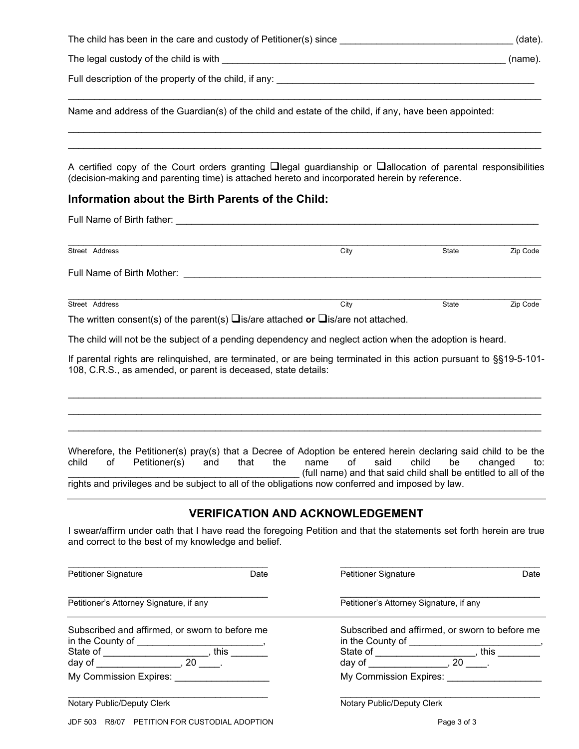The child has been in the care and custody of Petitioner(s) since ________________________________ (date).

The legal custody of the child is with ________________________________________________________ (name).

Full description of the property of the child, if any: __________________________________________________

____________________________________________________________________________________________

Name and address of the Guardian(s) of the child and estate of the child, if any, have been appointed:

____________________________________________________________________________________________

____________________________________________________________________________________________

A certified copy of the Court orders granting ❑legal guardianship or ❑allocation of parental responsibilities (decision-making and parenting time) is attached hereto and incorporated herein by reference.

### Information about the Birth Parents of the Child:

Full Name of Birth father: ______________________________________________________________________

____________________________________________________________________________________________
Street Address City State Zip Code

Full Name of Birth Mother: ______________________________________________________________________

____________________________________________________________________________________________
Street Address City State Zip Code

The written consent(s) of the parent(s) ❑is/are attached **or** ❑is/are not attached.

The child will not be the subject of a pending dependency and neglect action when the adoption is heard.

If parental rights are relinquished, are terminated, or are being terminated in this action pursuant to §§19-5-101-108, C.R.S., as amended, or parent is deceased, state details:

____________________________________________________________________________________________

____________________________________________________________________________________________

____________________________________________________________________________________________

Wherefore, the Petitioner(s) pray(s) that a Decree of Adoption be entered herein declaring said child to be the child of Petitioner(s) and that the name of said child be changed to: ____________________________________________ (full name) and that said child shall be entitled to all of the rights and privileges and be subject to all of the obligations now conferred and imposed by law.

## VERIFICATION AND ACKNOWLEDGEMENT

I swear/affirm under oath that I have read the foregoing Petition and that the statements set forth herein are true and correct to the best of my knowledge and belief.

______________________________________
Petitioner Signature Date

______________________________________
Petitioner's Attorney Signature, if any

Subscribed and affirmed, or sworn to before me in the County of ________________________, State of ___________________, this _______ day of ________________, 20 ____.

My Commission Expires: _________________

______________________________________
Notary Public/Deputy Clerk

______________________________________
Petitioner Signature Date

______________________________________
Petitioner's Attorney Signature, if any

Subscribed and affirmed, or sworn to before me in the County of ________________________, State of ___________________, this ________ day of _______________, 20 ____.

My Commission Expires: __________________

______________________________________
Notary Public/Deputy Clerk

JDF 503 R8/07 PETITION FOR CUSTODIAL ADOPTION